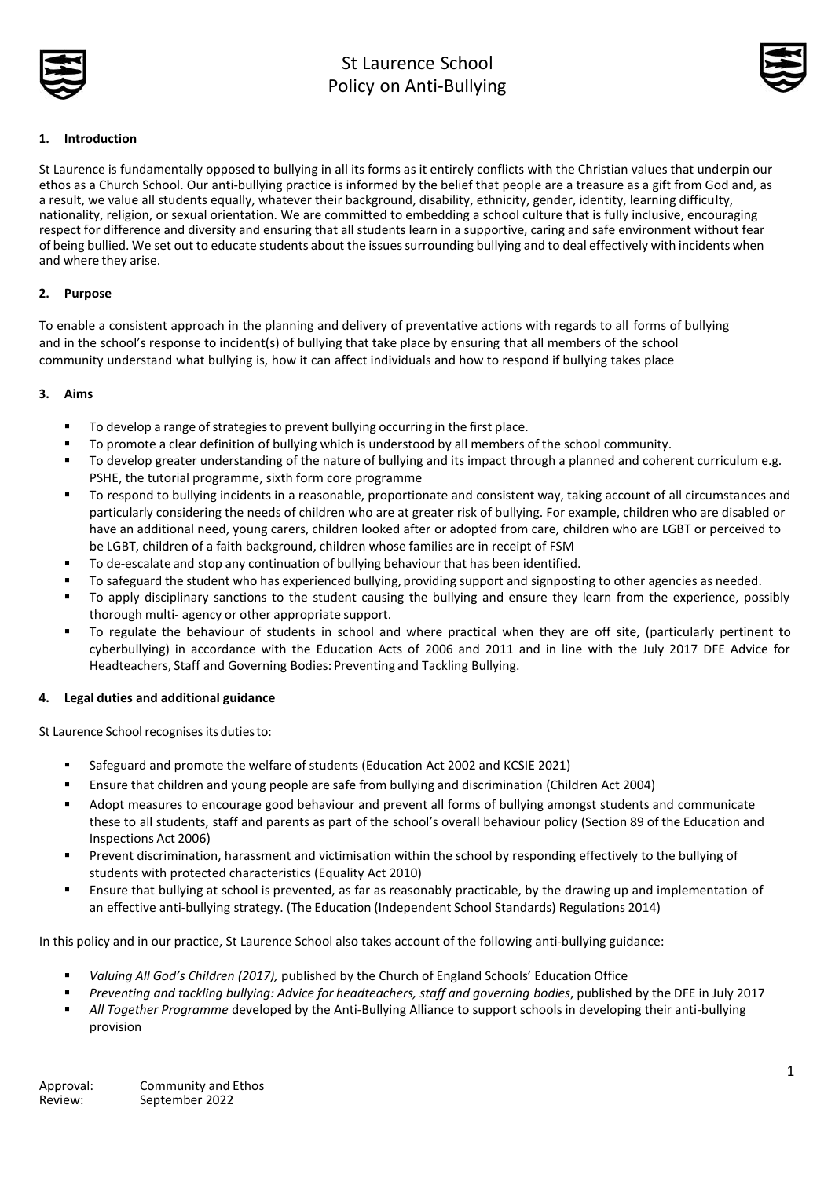# St Laurence School
# Policy on Anti-Bullying

## 1. Introduction

St Laurence is fundamentally opposed to bullying in all its forms as it entirely conflicts with the Christian values that underpin our ethos as a Church School. Our anti-bullying practice is informed by the belief that people are a treasure as a gift from God and, as a result, we value all students equally, whatever their background, disability, ethnicity, gender, identity, learning difficulty, nationality, religion, or sexual orientation. We are committed to embedding a school culture that is fully inclusive, encouraging respect for difference and diversity and ensuring that all students learn in a supportive, caring and safe environment without fear of being bullied. We set out to educate students about the issues surrounding bullying and to deal effectively with incidents when and where they arise.

## 2. Purpose

To enable a consistent approach in the planning and delivery of preventative actions with regards to all forms of bullying and in the school's response to incident(s) of bullying that take place by ensuring that all members of the school community understand what bullying is, how it can affect individuals and how to respond if bullying takes place

## 3. Aims

- To develop a range of strategies to prevent bullying occurring in the first place.
- To promote a clear definition of bullying which is understood by all members of the school community.
- To develop greater understanding of the nature of bullying and its impact through a planned and coherent curriculum e.g. PSHE, the tutorial programme, sixth form core programme
- To respond to bullying incidents in a reasonable, proportionate and consistent way, taking account of all circumstances and particularly considering the needs of children who are at greater risk of bullying. For example, children who are disabled or have an additional need, young carers, children looked after or adopted from care, children who are LGBT or perceived to be LGBT, children of a faith background, children whose families are in receipt of FSM
- To de-escalate and stop any continuation of bullying behaviour that has been identified.
- To safeguard the student who has experienced bullying, providing support and signposting to other agencies as needed.
- To apply disciplinary sanctions to the student causing the bullying and ensure they learn from the experience, possibly thorough multi- agency or other appropriate support.
- To regulate the behaviour of students in school and where practical when they are off site, (particularly pertinent to cyberbullying) in accordance with the Education Acts of 2006 and 2011 and in line with the July 2017 DFE Advice for Headteachers, Staff and Governing Bodies: Preventing and Tackling Bullying.

## 4. Legal duties and additional guidance

St Laurence School recognises its duties to:

- Safeguard and promote the welfare of students (Education Act 2002 and KCSIE 2021)
- Ensure that children and young people are safe from bullying and discrimination (Children Act 2004)
- Adopt measures to encourage good behaviour and prevent all forms of bullying amongst students and communicate these to all students, staff and parents as part of the school's overall behaviour policy (Section 89 of the Education and Inspections Act 2006)
- Prevent discrimination, harassment and victimisation within the school by responding effectively to the bullying of students with protected characteristics (Equality Act 2010)
- Ensure that bullying at school is prevented, as far as reasonably practicable, by the drawing up and implementation of an effective anti-bullying strategy. (The Education (Independent School Standards) Regulations 2014)

In this policy and in our practice, St Laurence School also takes account of the following anti-bullying guidance:

- *Valuing All God's Children (2017),* published by the Church of England Schools' Education Office
- *Preventing and tackling bullying: Advice for headteachers, staff and governing bodies*, published by the DFE in July 2017
- *All Together Programme* developed by the Anti-Bullying Alliance to support schools in developing their anti-bullying provision

Approval: Community and Ethos
Review: September 2022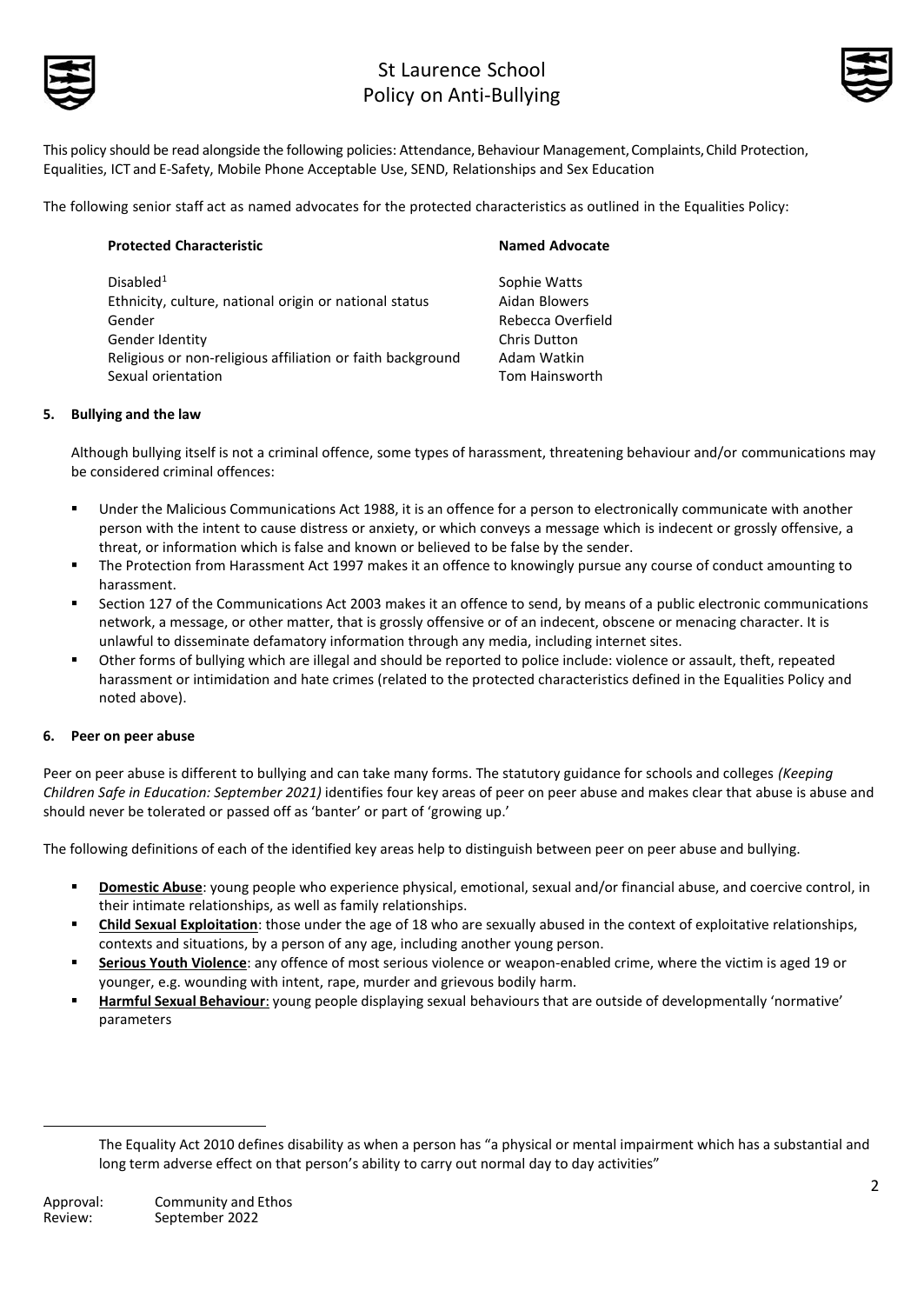This policy should be read alongside the following policies: Attendance, Behaviour Management, Complaints, Child Protection, Equalities, ICT and E-Safety, Mobile Phone Acceptable Use, SEND, Relationships and Sex Education

The following senior staff act as named advocates for the protected characteristics as outlined in the Equalities Policy:

| Protected Characteristic | Named Advocate |
|---|---|
| Disabled[1] | Sophie Watts |
| Ethnicity, culture, national origin or national status | Aidan Blowers |
| Gender | Rebecca Overfield |
| Gender Identity | Chris Dutton |
| Religious or non-religious affiliation or faith background | Adam Watkin |
| Sexual orientation | Tom Hainsworth |

## 5. Bullying and the law

Although bullying itself is not a criminal offence, some types of harassment, threatening behaviour and/or communications may be considered criminal offences:

- Under the Malicious Communications Act 1988, it is an offence for a person to electronically communicate with another person with the intent to cause distress or anxiety, or which conveys a message which is indecent or grossly offensive, a threat, or information which is false and known or believed to be false by the sender.
- The Protection from Harassment Act 1997 makes it an offence to knowingly pursue any course of conduct amounting to harassment.
- Section 127 of the Communications Act 2003 makes it an offence to send, by means of a public electronic communications network, a message, or other matter, that is grossly offensive or of an indecent, obscene or menacing character. It is unlawful to disseminate defamatory information through any media, including internet sites.
- Other forms of bullying which are illegal and should be reported to police include: violence or assault, theft, repeated harassment or intimidation and hate crimes (related to the protected characteristics defined in the Equalities Policy and noted above).

## 6. Peer on peer abuse

Peer on peer abuse is different to bullying and can take many forms. The statutory guidance for schools and colleges *(Keeping Children Safe in Education: September 2021)* identifies four key areas of peer on peer abuse and makes clear that abuse is abuse and should never be tolerated or passed off as 'banter' or part of 'growing up.'

The following definitions of each of the identified key areas help to distinguish between peer on peer abuse and bullying.

- **Domestic Abuse**: young people who experience physical, emotional, sexual and/or financial abuse, and coercive control, in their intimate relationships, as well as family relationships.
- **Child Sexual Exploitation**: those under the age of 18 who are sexually abused in the context of exploitative relationships, contexts and situations, by a person of any age, including another young person.
- **Serious Youth Violence**: any offence of most serious violence or weapon-enabled crime, where the victim is aged 19 or younger, e.g. wounding with intent, rape, murder and grievous bodily harm.
- **Harmful Sexual Behaviour**: young people displaying sexual behaviours that are outside of developmentally 'normative' parameters

[1] The Equality Act 2010 defines disability as when a person has "a physical or mental impairment which has a substantial and long term adverse effect on that person's ability to carry out normal day to day activities"

Approval: Community and Ethos
Review: September 2022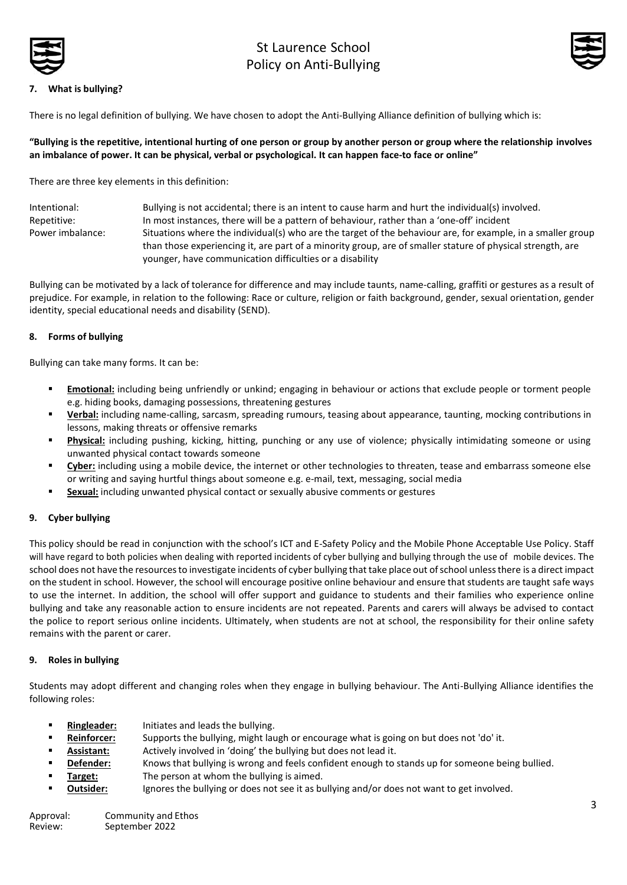## 7. What is bullying?

There is no legal definition of bullying. We have chosen to adopt the Anti-Bullying Alliance definition of bullying which is:

**"Bullying is the repetitive, intentional hurting of one person or group by another person or group where the relationship involves an imbalance of power. It can be physical, verbal or psychological. It can happen face-to face or online"**

There are three key elements in this definition:

| | |
|---|---|
| Intentional: | Bullying is not accidental; there is an intent to cause harm and hurt the individual(s) involved. |
| Repetitive: | In most instances, there will be a pattern of behaviour, rather than a 'one-off' incident |
| Power imbalance: | Situations where the individual(s) who are the target of the behaviour are, for example, in a smaller group than those experiencing it, are part of a minority group, are of smaller stature of physical strength, are younger, have communication difficulties or a disability |

Bullying can be motivated by a lack of tolerance for difference and may include taunts, name-calling, graffiti or gestures as a result of prejudice. For example, in relation to the following: Race or culture, religion or faith background, gender, sexual orientation, gender identity, special educational needs and disability (SEND).

## 8. Forms of bullying

Bullying can take many forms. It can be:

- **Emotional:** including being unfriendly or unkind; engaging in behaviour or actions that exclude people or torment people e.g. hiding books, damaging possessions, threatening gestures
- **Verbal:** including name-calling, sarcasm, spreading rumours, teasing about appearance, taunting, mocking contributions in lessons, making threats or offensive remarks
- **Physical:** including pushing, kicking, hitting, punching or any use of violence; physically intimidating someone or using unwanted physical contact towards someone
- **Cyber:** including using a mobile device, the internet or other technologies to threaten, tease and embarrass someone else or writing and saying hurtful things about someone e.g. e-mail, text, messaging, social media
- **Sexual:** including unwanted physical contact or sexually abusive comments or gestures

## 9. Cyber bullying

This policy should be read in conjunction with the school's ICT and E-Safety Policy and the Mobile Phone Acceptable Use Policy. Staff will have regard to both policies when dealing with reported incidents of cyber bullying and bullying through the use of mobile devices. The school does not have the resources to investigate incidents of cyber bullying that take place out of school unless there is a direct impact on the student in school. However, the school will encourage positive online behaviour and ensure that students are taught safe ways to use the internet. In addition, the school will offer support and guidance to students and their families who experience online bullying and take any reasonable action to ensure incidents are not repeated. Parents and carers will always be advised to contact the police to report serious online incidents. Ultimately, when students are not at school, the responsibility for their online safety remains with the parent or carer.

## 9. Roles in bullying

Students may adopt different and changing roles when they engage in bullying behaviour. The Anti-Bullying Alliance identifies the following roles:

- **Ringleader:** Initiates and leads the bullying.
- **Reinforcer:** Supports the bullying, might laugh or encourage what is going on but does not 'do' it.
- **Assistant:** Actively involved in 'doing' the bullying but does not lead it.
- **Defender:** Knows that bullying is wrong and feels confident enough to stands up for someone being bullied.
- **Target:** The person at whom the bullying is aimed.
- **Outsider:** Ignores the bullying or does not see it as bullying and/or does not want to get involved.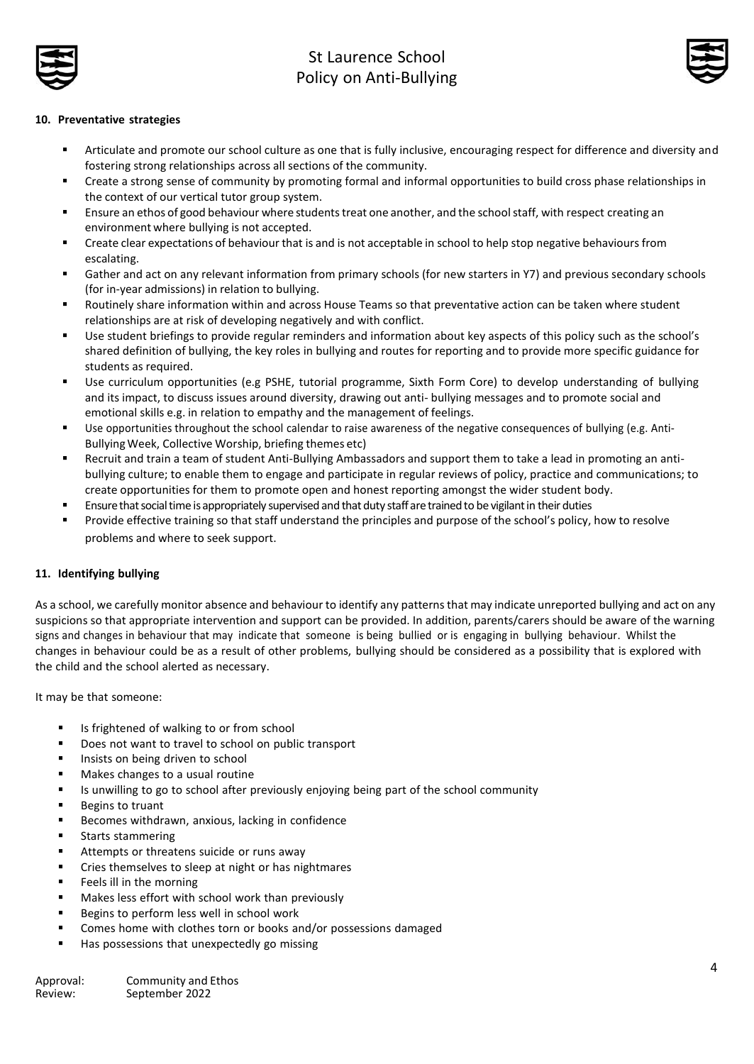**10. Preventative strategies**

- Articulate and promote our school culture as one that is fully inclusive, encouraging respect for difference and diversity and fostering strong relationships across all sections of the community.
- Create a strong sense of community by promoting formal and informal opportunities to build cross phase relationships in the context of our vertical tutor group system.
- Ensure an ethos of good behaviour where students treat one another, and the school staff, with respect creating an environment where bullying is not accepted.
- Create clear expectations of behaviour that is and is not acceptable in school to help stop negative behaviours from escalating.
- Gather and act on any relevant information from primary schools (for new starters in Y7) and previous secondary schools (for in-year admissions) in relation to bullying.
- Routinely share information within and across House Teams so that preventative action can be taken where student relationships are at risk of developing negatively and with conflict.
- Use student briefings to provide regular reminders and information about key aspects of this policy such as the school's shared definition of bullying, the key roles in bullying and routes for reporting and to provide more specific guidance for students as required.
- Use curriculum opportunities (e.g PSHE, tutorial programme, Sixth Form Core) to develop understanding of bullying and its impact, to discuss issues around diversity, drawing out anti- bullying messages and to promote social and emotional skills e.g. in relation to empathy and the management of feelings.
- Use opportunities throughout the school calendar to raise awareness of the negative consequences of bullying (e.g. Anti-Bullying Week, Collective Worship, briefing themes etc)
- Recruit and train a team of student Anti-Bullying Ambassadors and support them to take a lead in promoting an anti-bullying culture; to enable them to engage and participate in regular reviews of policy, practice and communications; to create opportunities for them to promote open and honest reporting amongst the wider student body.
- Ensure that social time is appropriately supervised and that duty staff are trained to be vigilant in their duties
- Provide effective training so that staff understand the principles and purpose of the school's policy, how to resolve problems and where to seek support.

**11. Identifying bullying**

As a school, we carefully monitor absence and behaviour to identify any patterns that may indicate unreported bullying and act on any suspicions so that appropriate intervention and support can be provided. In addition, parents/carers should be aware of the warning signs and changes in behaviour that may indicate that someone is being bullied or is engaging in bullying behaviour. Whilst the changes in behaviour could be as a result of other problems, bullying should be considered as a possibility that is explored with the child and the school alerted as necessary.

It may be that someone:

- Is frightened of walking to or from school
- Does not want to travel to school on public transport
- Insists on being driven to school
- Makes changes to a usual routine
- Is unwilling to go to school after previously enjoying being part of the school community
- Begins to truant
- Becomes withdrawn, anxious, lacking in confidence
- Starts stammering
- Attempts or threatens suicide or runs away
- Cries themselves to sleep at night or has nightmares
- Feels ill in the morning
- Makes less effort with school work than previously
- Begins to perform less well in school work
- Comes home with clothes torn or books and/or possessions damaged
- Has possessions that unexpectedly go missing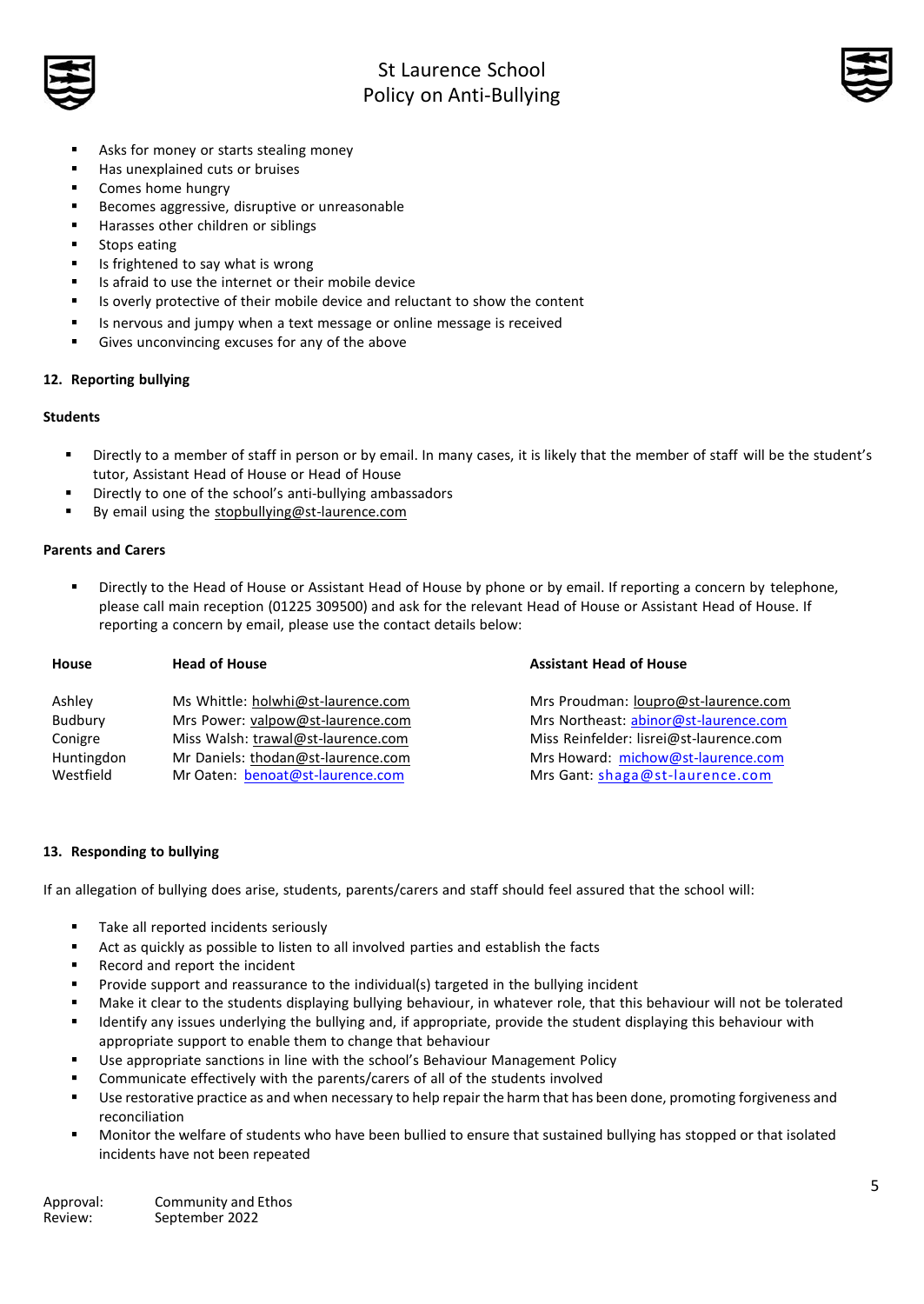- Asks for money or starts stealing money
- Has unexplained cuts or bruises
- Comes home hungry
- Becomes aggressive, disruptive or unreasonable
- Harasses other children or siblings
- Stops eating
- Is frightened to say what is wrong
- Is afraid to use the internet or their mobile device
- Is overly protective of their mobile device and reluctant to show the content
- Is nervous and jumpy when a text message or online message is received
- Gives unconvincing excuses for any of the above

## 12. Reporting bullying

**Students**

- Directly to a member of staff in person or by email. In many cases, it is likely that the member of staff will be the student's tutor, Assistant Head of House or Head of House
- Directly to one of the school's anti-bullying ambassadors
- By email using the stopbullying@st-laurence.com

**Parents and Carers**

- Directly to the Head of House or Assistant Head of House by phone or by email. If reporting a concern by telephone, please call main reception (01225 309500) and ask for the relevant Head of House or Assistant Head of House. If reporting a concern by email, please use the contact details below:

| House | Head of House | Assistant Head of House |
|---|---|---|
| Ashley | Ms Whittle: holwhi@st-laurence.com | Mrs Proudman: loupro@st-laurence.com |
| Budbury | Mrs Power: valpow@st-laurence.com | Mrs Northeast: abinor@st-laurence.com |
| Conigre | Miss Walsh: trawal@st-laurence.com | Miss Reinfelder: lisrei@st-laurence.com |
| Huntingdon | Mr Daniels: thodan@st-laurence.com | Mrs Howard: michow@st-laurence.com |
| Westfield | Mr Oaten: benoat@st-laurence.com | Mrs Gant: shaga@st-laurence.com |

## 13. Responding to bullying

If an allegation of bullying does arise, students, parents/carers and staff should feel assured that the school will:

- Take all reported incidents seriously
- Act as quickly as possible to listen to all involved parties and establish the facts
- Record and report the incident
- Provide support and reassurance to the individual(s) targeted in the bullying incident
- Make it clear to the students displaying bullying behaviour, in whatever role, that this behaviour will not be tolerated
- Identify any issues underlying the bullying and, if appropriate, provide the student displaying this behaviour with appropriate support to enable them to change that behaviour
- Use appropriate sanctions in line with the school's Behaviour Management Policy
- Communicate effectively with the parents/carers of all of the students involved
- Use restorative practice as and when necessary to help repair the harm that has been done, promoting forgiveness and reconciliation
- Monitor the welfare of students who have been bullied to ensure that sustained bullying has stopped or that isolated incidents have not been repeated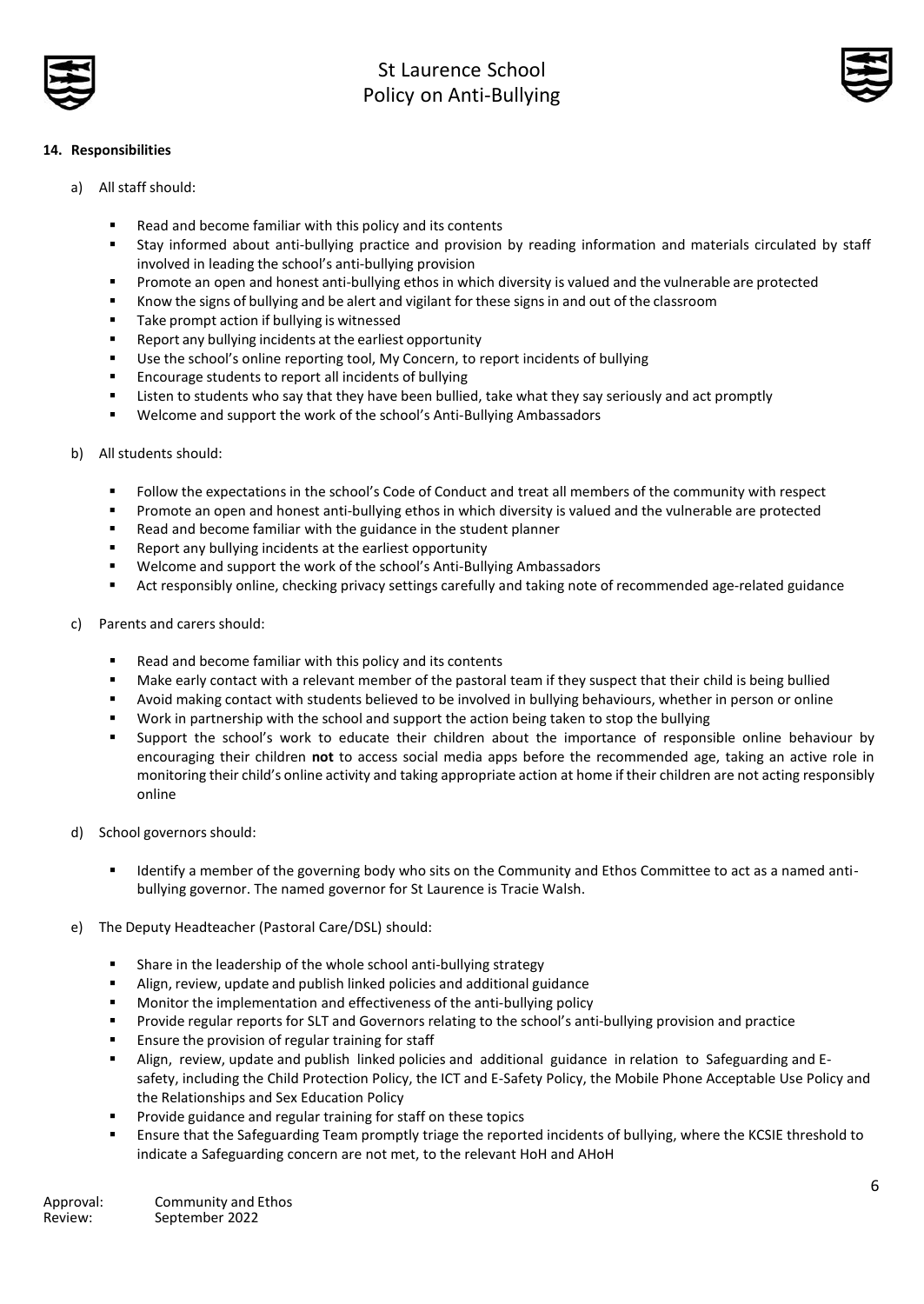## 14. Responsibilities

a) All staff should:

- Read and become familiar with this policy and its contents
- Stay informed about anti-bullying practice and provision by reading information and materials circulated by staff involved in leading the school's anti-bullying provision
- Promote an open and honest anti-bullying ethos in which diversity is valued and the vulnerable are protected
- Know the signs of bullying and be alert and vigilant for these signs in and out of the classroom
- Take prompt action if bullying is witnessed
- Report any bullying incidents at the earliest opportunity
- Use the school's online reporting tool, My Concern, to report incidents of bullying
- Encourage students to report all incidents of bullying
- Listen to students who say that they have been bullied, take what they say seriously and act promptly
- Welcome and support the work of the school's Anti-Bullying Ambassadors

b) All students should:

- Follow the expectations in the school's Code of Conduct and treat all members of the community with respect
- Promote an open and honest anti-bullying ethos in which diversity is valued and the vulnerable are protected
- Read and become familiar with the guidance in the student planner
- Report any bullying incidents at the earliest opportunity
- Welcome and support the work of the school's Anti-Bullying Ambassadors
- Act responsibly online, checking privacy settings carefully and taking note of recommended age-related guidance

c) Parents and carers should:

- Read and become familiar with this policy and its contents
- Make early contact with a relevant member of the pastoral team if they suspect that their child is being bullied
- Avoid making contact with students believed to be involved in bullying behaviours, whether in person or online
- Work in partnership with the school and support the action being taken to stop the bullying
- Support the school's work to educate their children about the importance of responsible online behaviour by encouraging their children **not** to access social media apps before the recommended age, taking an active role in monitoring their child's online activity and taking appropriate action at home if their children are not acting responsibly online

d) School governors should:

- Identify a member of the governing body who sits on the Community and Ethos Committee to act as a named anti-bullying governor. The named governor for St Laurence is Tracie Walsh.

e) The Deputy Headteacher (Pastoral Care/DSL) should:

- Share in the leadership of the whole school anti-bullying strategy
- Align, review, update and publish linked policies and additional guidance
- Monitor the implementation and effectiveness of the anti-bullying policy
- Provide regular reports for SLT and Governors relating to the school's anti-bullying provision and practice
- Ensure the provision of regular training for staff
- Align, review, update and publish linked policies and additional guidance in relation to Safeguarding and E-safety, including the Child Protection Policy, the ICT and E-Safety Policy, the Mobile Phone Acceptable Use Policy and the Relationships and Sex Education Policy
- Provide guidance and regular training for staff on these topics
- Ensure that the Safeguarding Team promptly triage the reported incidents of bullying, where the KCSIE threshold to indicate a Safeguarding concern are not met, to the relevant HoH and AHoH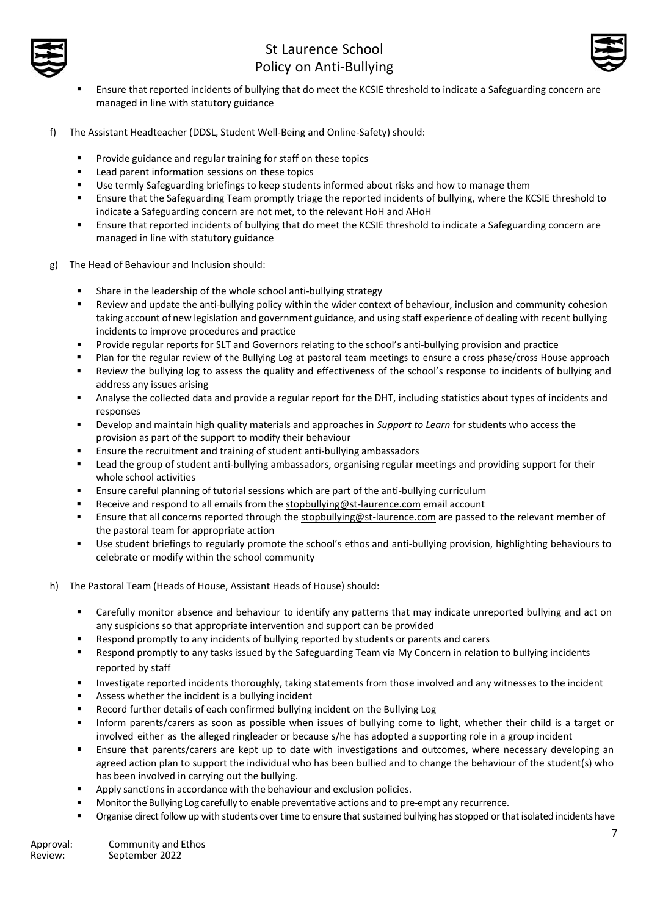- Ensure that reported incidents of bullying that do meet the KCSIE threshold to indicate a Safeguarding concern are managed in line with statutory guidance

f) The Assistant Headteacher (DDSL, Student Well-Being and Online-Safety) should:

- Provide guidance and regular training for staff on these topics
- Lead parent information sessions on these topics
- Use termly Safeguarding briefings to keep students informed about risks and how to manage them
- Ensure that the Safeguarding Team promptly triage the reported incidents of bullying, where the KCSIE threshold to indicate a Safeguarding concern are not met, to the relevant HoH and AHoH
- Ensure that reported incidents of bullying that do meet the KCSIE threshold to indicate a Safeguarding concern are managed in line with statutory guidance

g) The Head of Behaviour and Inclusion should:

- Share in the leadership of the whole school anti-bullying strategy
- Review and update the anti-bullying policy within the wider context of behaviour, inclusion and community cohesion taking account of new legislation and government guidance, and using staff experience of dealing with recent bullying incidents to improve procedures and practice
- Provide regular reports for SLT and Governors relating to the school's anti-bullying provision and practice
- Plan for the regular review of the Bullying Log at pastoral team meetings to ensure a cross phase/cross House approach
- Review the bullying log to assess the quality and effectiveness of the school's response to incidents of bullying and address any issues arising
- Analyse the collected data and provide a regular report for the DHT, including statistics about types of incidents and responses
- Develop and maintain high quality materials and approaches in *Support to Learn* for students who access the provision as part of the support to modify their behaviour
- Ensure the recruitment and training of student anti-bullying ambassadors
- Lead the group of student anti-bullying ambassadors, organising regular meetings and providing support for their whole school activities
- Ensure careful planning of tutorial sessions which are part of the anti-bullying curriculum
- Receive and respond to all emails from the stopbullying@st-laurence.com email account
- Ensure that all concerns reported through the stopbullying@st-laurence.com are passed to the relevant member of the pastoral team for appropriate action
- Use student briefings to regularly promote the school's ethos and anti-bullying provision, highlighting behaviours to celebrate or modify within the school community

h) The Pastoral Team (Heads of House, Assistant Heads of House) should:

- Carefully monitor absence and behaviour to identify any patterns that may indicate unreported bullying and act on any suspicions so that appropriate intervention and support can be provided
- Respond promptly to any incidents of bullying reported by students or parents and carers
- Respond promptly to any tasks issued by the Safeguarding Team via My Concern in relation to bullying incidents reported by staff
- Investigate reported incidents thoroughly, taking statements from those involved and any witnesses to the incident
- Assess whether the incident is a bullying incident
- Record further details of each confirmed bullying incident on the Bullying Log
- Inform parents/carers as soon as possible when issues of bullying come to light, whether their child is a target or involved either as the alleged ringleader or because s/he has adopted a supporting role in a group incident
- Ensure that parents/carers are kept up to date with investigations and outcomes, where necessary developing an agreed action plan to support the individual who has been bullied and to change the behaviour of the student(s) who has been involved in carrying out the bullying.
- Apply sanctions in accordance with the behaviour and exclusion policies.
- Monitor the Bullying Log carefully to enable preventative actions and to pre-empt any recurrence.
- Organise direct follow up with students over time to ensure that sustained bullying has stopped or that isolated incidents have

Approval: Community and Ethos
Review: September 2022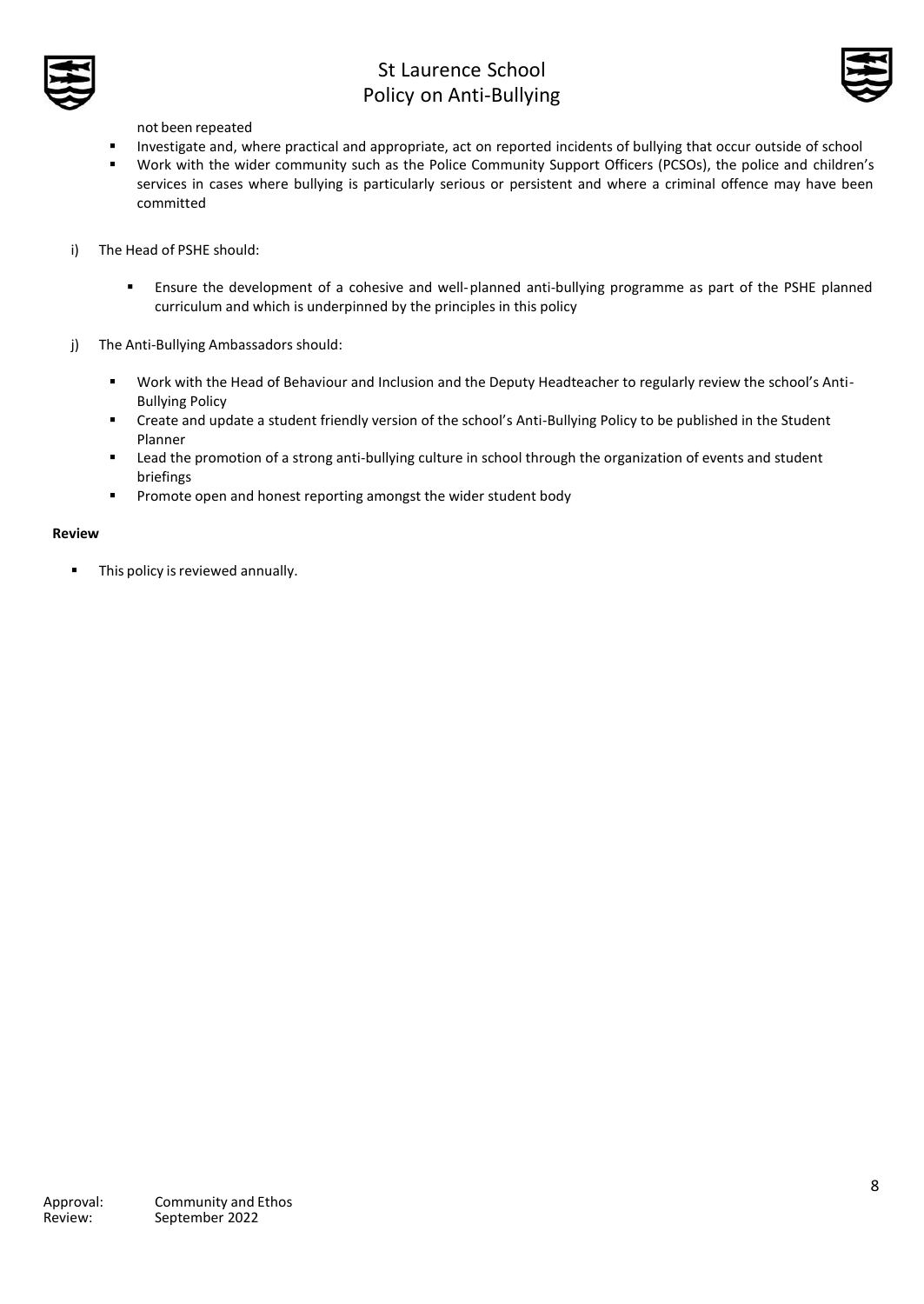not been repeated

- Investigate and, where practical and appropriate, act on reported incidents of bullying that occur outside of school
- Work with the wider community such as the Police Community Support Officers (PCSOs), the police and children's services in cases where bullying is particularly serious or persistent and where a criminal offence may have been committed

i) The Head of PSHE should:

- Ensure the development of a cohesive and well-planned anti-bullying programme as part of the PSHE planned curriculum and which is underpinned by the principles in this policy

j) The Anti-Bullying Ambassadors should:

- Work with the Head of Behaviour and Inclusion and the Deputy Headteacher to regularly review the school's Anti-Bullying Policy
- Create and update a student friendly version of the school's Anti-Bullying Policy to be published in the Student Planner
- Lead the promotion of a strong anti-bullying culture in school through the organization of events and student briefings
- Promote open and honest reporting amongst the wider student body

**Review**

- This policy is reviewed annually.